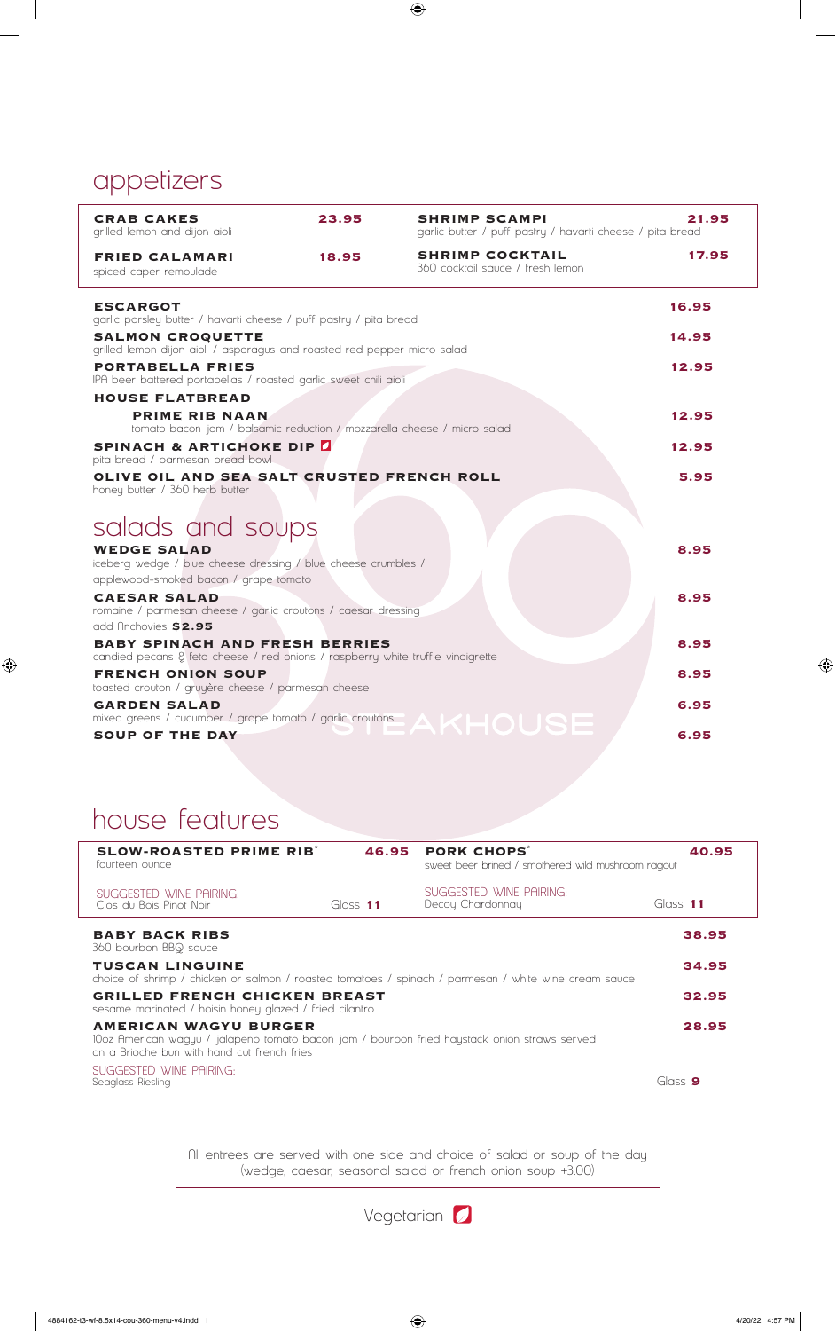## appetizers

**CRAB CAKES** — **23.95**
grilled lemon and dijon aioli

**SHRIMP SCAMPI** — **21.95**
garlic butter / puff pastry / havarti cheese / pita bread

**FRIED CALAMARI** — **18.95**
spiced caper remoulade

**SHRIMP COCKTAIL** — **17.95**
360 cocktail sauce / fresh lemon

**ESCARGOT** — **16.95**
garlic parsley butter / havarti cheese / puff pastry / pita bread

**SALMON CROQUETTE** — **14.95**
grilled lemon dijon aioli / asparagus and roasted red pepper micro salad

**PORTABELLA FRIES** — **12.95**
IPA beer battered portabellas / roasted garlic sweet chili aioli

**HOUSE FLATBREAD**

**PRIME RIB NAAN** — **12.95**
tomato bacon jam / balsamic reduction / mozzarella cheese / micro salad

**SPINACH & ARTICHOKE DIP** (Vegetarian) — **12.95**
pita bread / parmesan bread bowl

**OLIVE OIL AND SEA SALT CRUSTED FRENCH ROLL** — **5.95**
honey butter / 360 herb butter

## salads and soups

**WEDGE SALAD** — **8.95**
iceberg wedge / blue cheese dressing / blue cheese crumbles / applewood-smoked bacon / grape tomato

**CAESAR SALAD** — **8.95**
romaine / parmesan cheese / garlic croutons / caesar dressing
add Anchovies **$2.95**

**BABY SPINACH AND FRESH BERRIES** — **8.95**
candied pecans & feta cheese / red onions / raspberry white truffle vinaigrette

**FRENCH ONION SOUP** — **8.95**
toasted crouton / gruyère cheese / parmesan cheese

**GARDEN SALAD** — **6.95**
mixed greens / cucumber / grape tomato / garlic croutons

**SOUP OF THE DAY** — **6.95**

## house features

**SLOW-ROASTED PRIME RIB*** — **46.95**
fourteen ounce

SUGGESTED WINE PAIRING:
Clos du Bois Pinot Noir — Glass **11**

**PORK CHOPS*** — **40.95**
sweet beer brined / smothered wild mushroom ragout

SUGGESTED WINE PAIRING:
Decoy Chardonnay — Glass **11**

**BABY BACK RIBS** — **38.95**
360 bourbon BBQ sauce

**TUSCAN LINGUINE** — **34.95**
choice of shrimp / chicken or salmon / roasted tomatoes / spinach / parmesan / white wine cream sauce

**GRILLED FRENCH CHICKEN BREAST** — **32.95**
sesame marinated / hoisin honey glazed / fried cilantro

**AMERICAN WAGYU BURGER** — **28.95**
10oz American wagyu / jalapeno tomato bacon jam / bourbon fried haystack onion straws served on a Brioche bun with hand cut french fries

SUGGESTED WINE PAIRING:
Seaglass Riesling — Glass **9**

All entrees are served with one side and choice of salad or soup of the day (wedge, caesar, seasonal salad or french onion soup +3.00)

Vegetarian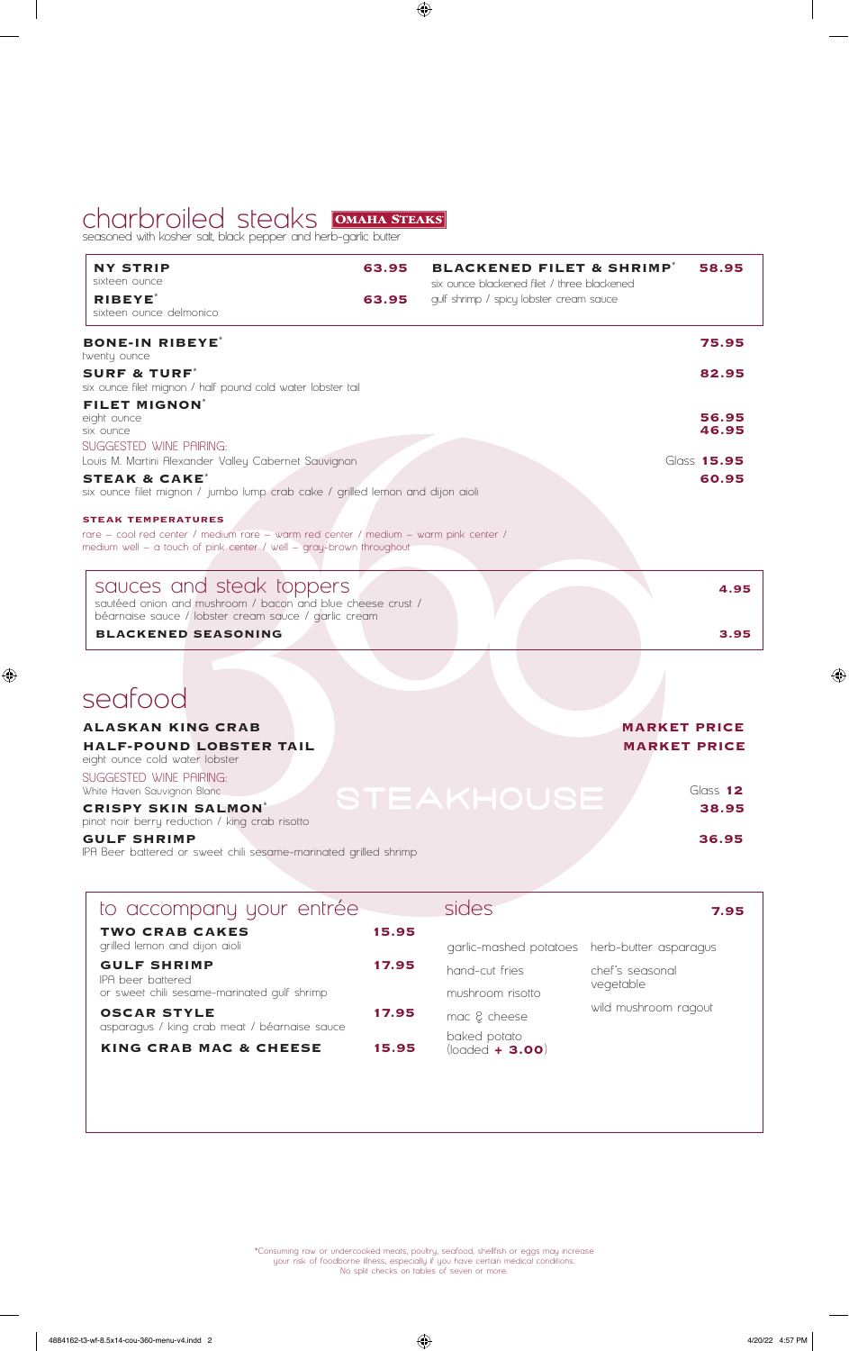## charbroiled steaks OMAHA STEAKS

seasoned with kosher salt, black pepper and herb-garlic butter

**NY STRIP** — **63.95**
sixteen ounce

**RIBEYE*** — **63.95**
sixteen ounce delmonico

**BLACKENED FILET & SHRIMP*** — **58.95**
six ounce blackened filet / three blackened gulf shrimp / spicy lobster cream sauce

**BONE-IN RIBEYE*** — **75.95**
twenty ounce

**SURF & TURF*** — **82.95**
six ounce filet mignon / half pound cold water lobster tail

**FILET MIGNON***
eight ounce — **56.95**
six ounce — **46.95**

SUGGESTED WINE PAIRING:
Louis M. Martini Alexander Valley Cabernet Sauvignon — Glass **15.95**

**STEAK & CAKE*** — **60.95**
six ounce filet mignon / jumbo lump crab cake / grilled lemon and dijon aioli

**STEAK TEMPERATURES**

rare – cool red center / medium rare – warm red center / medium – warm pink center / medium well – a touch of pink center / well – gray-brown throughout

### sauces and steak toppers — **4.95**

sautéed onion and mushroom / bacon and blue cheese crust / béarnaise sauce / lobster cream sauce / garlic cream

**BLACKENED SEASONING** — **3.95**

## seafood

**ALASKAN KING CRAB** — **MARKET PRICE**

**HALF-POUND LOBSTER TAIL** — **MARKET PRICE**
eight ounce cold water lobster

SUGGESTED WINE PAIRING:
White Haven Sauvignon Blanc — Glass **12**

**CRISPY SKIN SALMON*** — **38.95**
pinot noir berry reduction / king crab risotto

**GULF SHRIMP** — **36.95**
IPA Beer battered or sweet chili sesame-marinated grilled shrimp

### to accompany your entrée

**TWO CRAB CAKES** — **15.95**
grilled lemon and dijon aioli

**GULF SHRIMP** — **17.95**
IPA beer battered or sweet chili sesame-marinated gulf shrimp

**OSCAR STYLE** — **17.95**
asparagus / king crab meat / béarnaise sauce

**KING CRAB MAC & CHEESE** — **15.95**

### sides — **7.95**

- garlic-mashed potatoes
- hand-cut fries
- mushroom risotto
- mac & cheese
- baked potato (loaded **+ 3.00**)
- herb-butter asparagus
- chef's seasonal vegetable
- wild mushroom ragout

*Consuming raw or undercooked meats, poultry, seafood, shellfish or eggs may increase your risk of foodborne illness, especially if you have certain medical conditions.
No split checks on tables of seven or more.